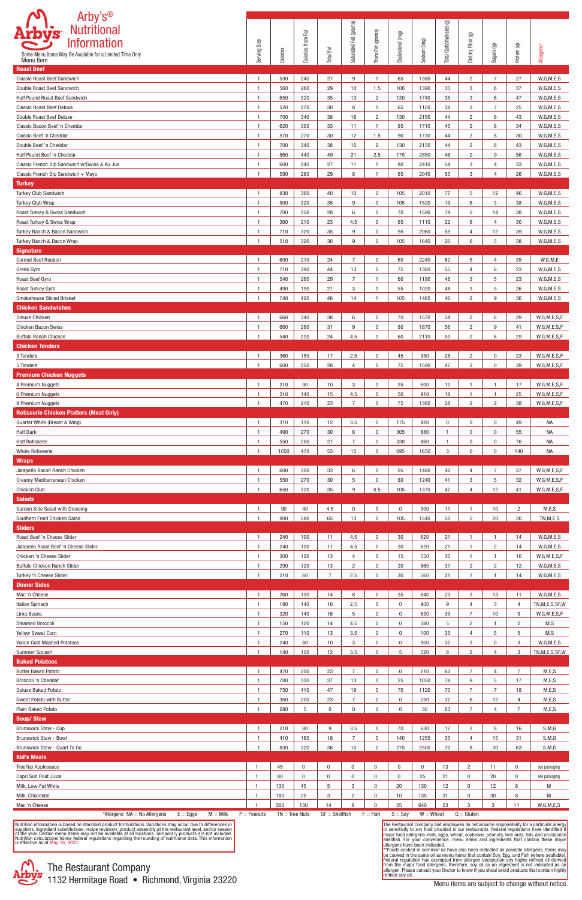# Arby's® Nutritional Information

Some Menu Items May Be Available for a Limited Time Only

| Menu Item | Serving Size | Calories | Calories from Fat | Total Fat | Saturated Fat (grams) | Trans Fat (grams) | Cholesterol (mg) | Sodium (mg) | Total Carbohydrates (g) | Dietary Fiber (g) | Sugars (g) | Protein (g) | Allergens* |
|---|---|---|---|---|---|---|---|---|---|---|---|---|---|
| **Roast Beef** | | | | | | | | | | | | | |
| Classic Roast Beef Sandwich | 1 | 530 | 240 | 27 | 9 | 1 | 65 | 1380 | 44 | 2 | 7 | 27 | W,G,M,E,S |
| Double Roast Beef Sandwich | 1 | 560 | 260 | 29 | 10 | 1.5 | 100 | 1390 | 35 | 3 | 6 | 37 | W,G,M,E,S |
| Half Pound Roast Beef Sandwich | 1 | 650 | 320 | 35 | 13 | 2 | 130 | 1740 | 35 | 3 | 6 | 47 | W,G,M,E,S |
| Classic Roast Beef Deluxe | 1 | 520 | 270 | 30 | 8 | 1 | 65 | 1100 | 38 | 3 | 7 | 25 | W,G,M,E,S |
| Double Roast Beef Deluxe | 1 | 700 | 340 | 38 | 16 | 2 | 130 | 2150 | 44 | 2 | 8 | 43 | W,G,M,E,S |
| Classic Bacon Beef 'n Cheddar | 1 | 620 | 300 | 33 | 11 | 1 | 85 | 1710 | 45 | 2 | 8 | 34 | W,G,M,E,S |
| Classic Beef 'n Cheddar | 1 | 570 | 270 | 30 | 12 | 1.5 | 90 | 1730 | 44 | 2 | 8 | 30 | W,G,M,E,S |
| Double Beef 'n Cheddar | 1 | 700 | 340 | 38 | 16 | 2 | 130 | 2150 | 44 | 2 | 8 | 43 | W,G,M,E,S |
| Half Pound Beef 'n Cheddar | 1 | 860 | 440 | 49 | 21 | 2.5 | 175 | 2850 | 46 | 2 | 9 | 56 | W,G,M,E,S |
| Classic French Dip Sandwich w/Swiss & Au Jus | 1 | 600 | 240 | 27 | 11 | 1 | 80 | 2410 | 54 | 3 | 4 | 33 | W,G,M,E,S |
| Classic French Dip Sandwich + Mayo | 1 | 590 | 260 | 29 | 8 | 1 | 65 | 2040 | 55 | 3 | 4 | 26 | W,G,M,E,S |
| **Turkey** | | | | | | | | | | | | | |
| Turkey Club Sandwich | 1 | 830 | 360 | 40 | 10 | 0 | 105 | 2010 | 77 | 5 | 12 | 46 | W,G,M,E,S |
| Turkey Club Wrap | 1 | 500 | 320 | 35 | 9 | 0 | 105 | 1520 | 19 | 6 | 3 | 38 | W,G,M,E,S |
| Roast Turkey & Swiss Sandwich | 1 | 700 | 250 | 28 | 6 | 0 | 70 | 1590 | 79 | 5 | 14 | 38 | W,G,M,E,S |
| Roast Turkey & Swiss Wrap | 1 | 360 | 210 | 23 | 4.5 | 0 | 65 | 1110 | 22 | 6 | 4 | 30 | W,G,M,E,S |
| Turkey Ranch & Bacon Sandwich | 1 | 710 | 320 | 35 | 9 | 0 | 95 | 2060 | 59 | 4 | 12 | 39 | W,G,M,E,S |
| Turkey Ranch & Bacon Wrap | 1 | 510 | 320 | 36 | 9 | 0 | 105 | 1640 | 20 | 6 | 5 | 38 | W,G,M,E,S |
| **Signature** | | | | | | | | | | | | | |
| Corned Beef Reuben | 1 | 600 | 210 | 24 | 7 | 0 | 60 | 2240 | 62 | 5 | 4 | 35 | W,G,M,E |
| Greek Gyro | 1 | 710 | 390 | 44 | 13 | 0 | 75 | 1360 | 55 | 4 | 6 | 23 | W,G,M,E,S |
| Roast Beef Gyro | 1 | 540 | 260 | 29 | 7 | 1 | 60 | 1190 | 48 | 3 | 5 | 23 | W,G,M,E,S |
| Roast Turkey Gyro | 1 | 490 | 190 | 21 | 3 | 0 | 55 | 1020 | 48 | 3 | 5 | 26 | W,G,M,E,S |
| Smokehouse Sliced Brisket | 1 | 740 | 420 | 46 | 14 | 1 | 105 | 1460 | 46 | 2 | 9 | 36 | W,G,M,E,S |
| **Chicken Sandwiches** | | | | | | | | | | | | | |
| Deluxe Chicken | 1 | 660 | 340 | 38 | 6 | 0 | 70 | 1570 | 54 | 2 | 6 | 29 | W,G,M,E,S,F |
| Chicken Bacon Swiss | 1 | 660 | 280 | 31 | 9 | 0 | 80 | 1870 | 56 | 2 | 9 | 41 | W,G,M,E,S,F |
| Buffalo Ranch Chicken | 1 | 540 | 220 | 24 | 4.5 | 0 | 60 | 2110 | 53 | 2 | 6 | 29 | W,G,M,E,S,F |
| **Chicken Tenders** | | | | | | | | | | | | | |
| 3 Tenders | 1 | 360 | 150 | 17 | 2.5 | 0 | 45 | 950 | 28 | 2 | 0 | 23 | W,G,M,E,S,F |
| 5 Tenders | 1 | 600 | 250 | 28 | 4 | 0 | 75 | 1590 | 47 | 3 | 0 | 39 | W,G,M,E,S,F |
| **Premium Chicken Nuggets** | | | | | | | | | | | | | |
| 4 Premium Nuggets | 1 | 210 | 90 | 10 | 3 | 0 | 35 | 600 | 12 | 1 | 1 | 17 | W,G,M,E,S,F |
| 6 Premium Nuggets | 1 | 310 | 140 | 15 | 4.5 | 0 | 50 | 910 | 18 | 1 | 1 | 25 | W,G,M,E,S,F |
| 9 Premium Nuggets | 1 | 470 | 210 | 23 | 7 | 0 | 75 | 1360 | 28 | 2 | 2 | 38 | W,G,M,E,S,F |
| **Rotisserie Chicken Platters (Meat Only)** | | | | | | | | | | | | | |
| Quarter White (Breast & Wing) | 1 | 310 | 110 | 12 | 3.5 | 0 | 175 | 420 | 0 | 0 | 0 | 49 | NA |
| Half Dark | 1 | 490 | 270 | 30 | 8 | 0 | 305 | 880 | 1 | 0 | 0 | 55 | NA |
| Half Rotisserie | 1 | 550 | 250 | 27 | 7 | 0 | 330 | 860 | 1 | 0 | 0 | 76 | NA |
| Whole Rotisserie | 1 | 1050 | 470 | 53 | 15 | 0 | 695 | 1650 | 3 | 0 | 0 | 140 | NA |
| **Wraps** | | | | | | | | | | | | | |
| Jalapeño Bacon Ranch Chicken | 1 | 600 | 300 | 33 | 6 | 0 | 95 | 1480 | 42 | 4 | 7 | 37 | W,G,M,E,S,F |
| Creamy Mediterranean Chicken | 1 | 550 | 270 | 30 | 5 | 0 | 80 | 1240 | 41 | 3 | 5 | 32 | W,G,M,E,S,F |
| Chicken Club | 1 | 650 | 320 | 35 | 9 | 0.5 | 105 | 1370 | 47 | 4 | 12 | 41 | W,G,M,E,S,F |
| **Salads** | | | | | | | | | | | | | |
| Garden Side Salad with Dressing | 1 | 90 | 40 | 4.5 | 0 | 0 | 0 | 300 | 11 | 1 | 10 | 2 | M,E,S |
| Southern Fried Chicken Salad | 1 | 900 | 580 | 65 | 13 | 0 | 105 | 1540 | 50 | 5 | 20 | 30 | TN,M,E,S |
| **Sliders** | | | | | | | | | | | | | |
| Roast Beef 'n Cheese Slider | 1 | 240 | 100 | 11 | 4.5 | 0 | 30 | 620 | 21 | 1 | 1 | 14 | W,G,M,E,S |
| Jalapeno Roast Beef 'n Cheese Slider | 1 | 240 | 100 | 11 | 4.5 | 0 | 30 | 620 | 21 | 1 | 2 | 14 | W,G,M,E,S |
| Chicken 'n Cheese Slider | 1 | 300 | 120 | 13 | 4 | 0 | 15 | 550 | 30 | 1 | 1 | 16 | W,G,M,E,S,F |
| Buffalo Chicken Ranch Slider | 1 | 290 | 120 | 13 | 2 | 0 | 20 | 860 | 31 | 2 | 2 | 12 | W,G,M,E,S |
| Turkey 'n Cheese Slider | 1 | 210 | 60 | 7 | 2.5 | 0 | 30 | 560 | 21 | 1 | 1 | 14 | W,G,M,E,S |
| **Dinner Sides** | | | | | | | | | | | | | |
| Mac 'n Cheese | 1 | 260 | 130 | 14 | 8 | 0 | 35 | 640 | 23 | 3 | 13 | 11 | W,G,M,E,S |
| Italian Spinach | 1 | 190 | 140 | 16 | 2.5 | 0 | 0 | 900 | 9 | 4 | 3 | 4 | TN,M,E,S,SF,W |
| Lima Beans | 1 | 320 | 140 | 16 | 5 | 0 | 0 | 630 | 39 | 7 | 10 | 9 | W,G,M,E,S,F |
| Steamed Broccoli | 1 | 150 | 120 | 14 | 4.5 | 0 | 0 | 380 | 5 | 2 | 1 | 2 | M,S |
| Yellow Sweet Corn | 1 | 270 | 110 | 13 | 3.5 | 0 | 0 | 100 | 35 | 4 | 5 | 5 | M,S |
| Yukon Gold Mashed Potatoes | 1 | 240 | 80 | 10 | 3 | 0 | 0 | 900 | 32 | 3 | 0 | 3 | W,G,M,E,S |
| Summer Squash | 1 | 140 | 100 | 12 | 3.5 | 0 | 5 | 520 | 8 | 2 | 4 | 3 | TN,M,E,S,SF,W |
| **Baked Potatoes** | | | | | | | | | | | | | |
| Butter Baked Potato | 1 | 470 | 200 | 23 | 7 | 0 | 0 | 210 | 63 | 7 | 4 | 7 | M,E,S |
| Broccoli 'n Cheddar | 1 | 700 | 330 | 37 | 13 | 0 | 25 | 1050 | 78 | 9 | 5 | 17 | M,E,S |
| Deluxe Baked Potato | 1 | 750 | 410 | 47 | 19 | 0 | 70 | 1120 | 70 | 7 | 7 | 18 | M,E,S |
| Sweet Potato with Butter | 1 | 360 | 200 | 23 | 7 | 0 | 0 | 250 | 37 | 6 | 12 | 4 | M,E,S |
| Plain Baked Potato | 1 | 280 | 5 | 0 | 0 | 0 | 0 | 30 | 63 | 7 | 4 | 7 | M,E,S |
| **Soup/ Stew** | | | | | | | | | | | | | |
| Brunswick Stew - Cup | 1 | 210 | 80 | 9 | 3.5 | 0 | 70 | 630 | 17 | 2 | 8 | 16 | S,M,G |
| Brunswick Stew - Bowl | 1 | 410 | 160 | 18 | 7 | 0 | 140 | 1250 | 35 | 4 | 15 | 31 | S,M,G |
| Brunswick Stew - Quart To Go | 1 | 830 | 320 | 36 | 15 | 0 | 275 | 2500 | 70 | 8 | 30 | 63 | S,M,G |
| **Kid's Meals** | | | | | | | | | | | | | |
| TreeTop Applesauce | 1 | 45 | 0 | 0 | 0 | 0 | 0 | 0 | 13 | 2 | 11 | 0 | see packaging |
| Capri Sun Fruit Juice | 1 | 80 | 0 | 0 | 0 | 0 | 0 | 25 | 21 | 0 | 20 | 0 | see packaging |
| Milk, Low-Fat White | 1 | 130 | 45 | 5 | 3 | 0 | 20 | 130 | 12 | 0 | 12 | 8 | M |
| Milk, Chocolate | 1 | 180 | 25 | 3 | 2 | 0 | 10 | 135 | 31 | 0 | 30 | 8 | M |
| Mac 'n Cheese | 1 | 260 | 130 | 14 | 8 | 0 | 35 | 640 | 23 | 3 | 3 | 11 | W,G,M,E,S |

*Allergens: NA = No Allergens E = Eggs M = Milk P = Peanuts TN = Tree Nuts SF = Shellfish F = Fish S = Soy W = Wheat G = Gluten

Nutrition information is based on standard product formulations. Variations may occur due to differences in suppliers, ingredient substitutions, recipe revisions, product assembly at the restaurant level, and/or season of the year. Certain menu items may not be available at all locations. Temporary products are not included. Nutrition calculations follow federal regulations regarding the rounding of nutritional data. This information is effective as of May 18, 2022.

The Restaurant Company and employees do not assume responsibility for a particular allergy or sensitivity to any food provided in our restaurants. Federal regulations have identified 8 major food allergens: milk, eggs, wheat, soybeans, peanuts, tree nuts, fish, and crustacean shellfish. For your convenience, menu items and ingredients that contain these major allergens have been indicated.
**Foods cooked in common oil have also been indicated as possible allergens. Items may be cooked in the same oil as menu items that contain Soy, Egg, and Fish (where available). Federal regulation has exempted from allergen declaration any highly refined oil derived from the major food allergens; therefore, soy oil as an ingredient is not indicated as an allergen. Please consult your Doctor to know if you shoud avoid products that contain highly refined soy oil.

The Restaurant Company
1132 Hermitage Road • Richmond, Virginia 23220

Menu items are subject to change without notice.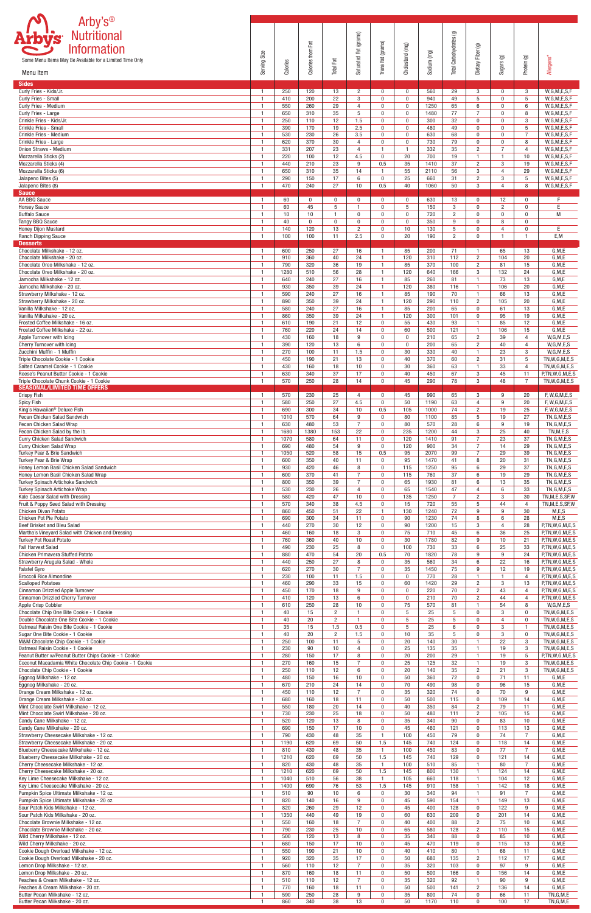# Arby's® Nutritional Information

Some Menu Items May Be Available for a Limited Time Only

| Menu Item | Serving Size | Calories | Calories from Fat | Total Fat | Saturated Fat (grams) | Trans Fat (grams) | Cholesterol (mg) | Sodium (mg) | Total Carbohydrates (g) | Dietary Fiber (g) | Sugars (g) | Protein (g) | Allergens* |
|---|---|---|---|---|---|---|---|---|---|---|---|---|---|
| **Sides** | | | | | | | | | | | | | |
| Curly Fries - Kids/Jr. | 1 | 250 | 120 | 13 | 2 | 0 | 0 | 560 | 29 | 3 | 0 | 3 | W,G,M,E,S,F |
| Curly Fries - Small | 1 | 410 | 200 | 22 | 3 | 0 | 0 | 940 | 49 | 5 | 0 | 5 | W,G,M,E,S,F |
| Curly Fries - Medium | 1 | 550 | 260 | 29 | 4 | 0 | 0 | 1250 | 65 | 6 | 0 | 6 | W,G,M,E,S,F |
| Curly Fries - Large | 1 | 650 | 310 | 35 | 5 | 0 | 0 | 1480 | 77 | 7 | 0 | 8 | W,G,M,E,S,F |
| Crinkle Fries - Kids/Jr. | 1 | 250 | 110 | 12 | 1.5 | 0 | 0 | 300 | 32 | 0 | 0 | 3 | W,G,M,E,S,F |
| Crinkle Fries - Small | 1 | 390 | 170 | 19 | 2.5 | 0 | 0 | 480 | 49 | 0 | 0 | 5 | W,G,M,E,S,F |
| Crinkle Fries - Medium | 1 | 530 | 230 | 26 | 3.5 | 0 | 0 | 630 | 68 | 0 | 0 | 7 | W,G,M,E,S,F |
| Crinkle Fries - Large | 1 | 620 | 370 | 30 | 4 | 0 | 0 | 730 | 79 | 0 | 0 | 8 | W,G,M,E,S,F |
| Onion Straws - Medium | 1 | 331 | 207 | 23 | 4 | 1 | 1 | 332 | 35 | 2 | 7 | 4 | W,G,M,E,S,F |
| Mozzarella Sticks (2) | 1 | 220 | 100 | 12 | 4.5 | 0 | 20 | 700 | 19 | 1 | 1 | 10 | W,G,M,E,S,F |
| Mozzarella Sticks (4) | 1 | 440 | 210 | 23 | 9 | 0.5 | 35 | 1410 | 37 | 2 | 3 | 19 | W,G,M,E,S,F |
| Mozzarella Sticks (6) | 1 | 650 | 310 | 35 | 14 | 1 | 55 | 2110 | 56 | 3 | 4 | 29 | W,G,M,E,S,F |
| Jalapeno Bites (5) | 1 | 290 | 150 | 17 | 6 | 0 | 25 | 660 | 31 | 2 | 3 | 5 | W,G,M,E,S,F |
| Jalapeno Bites (8) | 1 | 470 | 240 | 27 | 10 | 0.5 | 40 | 1060 | 50 | 3 | 4 | 8 | W,G,M,E,S,F |
| **Sauce** | | | | | | | | | | | | | |
| AA BBQ Sauce | 1 | 60 | 0 | 0 | 0 | 0 | 0 | 630 | 13 | 0 | 12 | 0 | F |
| Horsey Sauce | 1 | 60 | 45 | 5 | 1 | 0 | 5 | 150 | 3 | 0 | 2 | 0 | E |
| Buffalo Sauce | 1 | 10 | 10 | 1 | 0 | 0 | 0 | 720 | 2 | 0 | 0 | 0 | M |
| Tangy BBQ Sauce | 1 | 40 | 0 | 0 | 0 | 0 | 0 | 350 | 9 | 0 | 8 | 0 | |
| Honey Dijon Mustard | 1 | 140 | 120 | 13 | 2 | 0 | 10 | 130 | 5 | 0 | 4 | 0 | E |
| Ranch Dipping Sauce | 1 | 100 | 100 | 11 | 2.5 | 0 | 20 | 190 | 2 | 0 | 1 | 1 | E,M |
| **Desserts** | | | | | | | | | | | | | |
| Chocolate Milkshake - 12 oz. | 1 | 600 | 250 | 27 | 16 | 1 | 85 | 200 | 71 | 1 | 65 | 13 | G,M,E |
| Chocolate Milkshake - 20 oz. | 1 | 910 | 360 | 40 | 24 | 1 | 120 | 310 | 112 | 2 | 104 | 20 | G,M,E |
| Chocolate Oreo Milkshake - 12 oz. | 1 | 790 | 320 | 36 | 19 | 1 | 85 | 370 | 100 | 2 | 81 | 15 | G,M,E |
| Chocolate Oreo Milkshake - 20 oz. | 1 | 1280 | 510 | 56 | 28 | 1 | 120 | 640 | 166 | 3 | 132 | 24 | G,M,E |
| Jamocha Milkshake - 12 oz. | 1 | 640 | 240 | 27 | 16 | 1 | 85 | 260 | 81 | 1 | 73 | 13 | G,M,E |
| Jamocha Milkshake - 20 oz. | 1 | 930 | 350 | 39 | 24 | 1 | 120 | 380 | 116 | 1 | 106 | 20 | G,M,E |
| Strawberry Milkshake - 12 oz. | 1 | 590 | 240 | 27 | 16 | 1 | 85 | 190 | 70 | 1 | 66 | 13 | G,M,E |
| Strawberry Milkshake - 20 oz. | 1 | 890 | 350 | 39 | 24 | 1 | 120 | 290 | 110 | 2 | 105 | 20 | G,M,E |
| Vanilla Milkshake - 12 oz. | 1 | 580 | 240 | 27 | 16 | 1 | 85 | 200 | 65 | 0 | 61 | 13 | G,M,E |
| Vanilla Milkshake - 20 oz. | 1 | 860 | 350 | 39 | 24 | 1 | 120 | 300 | 101 | 0 | 95 | 19 | G,M,E |
| Frosted Coffee Milkshake - 16 oz. | 1 | 610 | 190 | 21 | 12 | 0 | 55 | 430 | 93 | 1 | 85 | 12 | G,M,E |
| Frosted Coffee Milkshake - 22 oz. | 1 | 760 | 220 | 24 | 14 | 0 | 60 | 500 | 121 | 1 | 106 | 15 | G,M,E |
| Apple Turnover with Icing | 1 | 430 | 160 | 18 | 9 | 0 | 0 | 210 | 65 | 2 | 39 | 4 | W,G,M,E,S |
| Cherry Turnover with Icing | 1 | 390 | 120 | 13 | 6 | 0 | 0 | 200 | 65 | 2 | 40 | 4 | W,G,M,E,S |
| Zucchini Muffin - 1 Muffin | 1 | 270 | 100 | 11 | 1.5 | 0 | 30 | 330 | 40 | 1 | 23 | 3 | W,G,M,E,S |
| Triple Chocolate Cookie - 1 Cookie | 1 | 450 | 190 | 21 | 13 | 0 | 40 | 370 | 60 | 2 | 31 | 5 | TN,W,G,M,E,S |
| Salted Caramel Cookie - 1 Cookie | 1 | 430 | 160 | 18 | 10 | 0 | 30 | 360 | 63 | 1 | 33 | 4 | TN,W,G,M,E,S |
| Reese's Peanut Butter Cookie - 1 Cookie | 1 | 630 | 340 | 37 | 17 | 0 | 40 | 450 | 67 | 3 | 45 | 11 | P,TN,W,G,M,E,S |
| Triple Chocolate Chunk Cookie - 1 Cookie | 1 | 570 | 250 | 28 | 14 | 0 | 45 | 290 | 78 | 3 | 48 | 7 | TN,W,G,M,E,S |
| **SEASONAL/LIMITED TIME OFFERS** | | | | | | | | | | | | | |
| Crispy Fish | 1 | 570 | 230 | 25 | 4 | 0 | 45 | 990 | 65 | 3 | 9 | 20 | F,W,G,M,E,S |
| Spicy Fish | 1 | 580 | 250 | 27 | 4.5 | 0 | 50 | 1190 | 63 | 4 | 9 | 20 | F,W,G,M,E,S |
| King's Hawaiian® Deluxe Fish | 1 | 690 | 300 | 34 | 10 | 0.5 | 105 | 1000 | 74 | 2 | 19 | 25 | F,W,G,M,E,S |
| Pecan Chicken Salad Sandwich | 1 | 1010 | 570 | 64 | 9 | 0 | 80 | 1100 | 85 | 5 | 19 | 27 | TN,G,M,E,S |
| Pecan Chicken Salad Wrap | 1 | 630 | 480 | 53 | 7 | 0 | 80 | 570 | 28 | 6 | 9 | 19 | TN,G,M,E,S |
| Pecan Chicken Salad by the lb. | 1 | 1680 | 1380 | 153 | 22 | 0 | 235 | 1200 | 44 | 3 | 25 | 40 | TN,M,E,S |
| Curry Chicken Salad Sandwich | 1 | 1070 | 580 | 64 | 11 | 0 | 120 | 1410 | 91 | 7 | 23 | 37 | TN,G,M,E,S |
| Curry Chicken Salad Wrap | 1 | 690 | 480 | 54 | 9 | 0 | 120 | 900 | 34 | 7 | 14 | 29 | TN,G,M,E,S |
| Turkey Pear & Brie Sandwich | 1 | 1050 | 520 | 58 | 15 | 0.5 | 95 | 2070 | 99 | 7 | 29 | 39 | TN,G,M,E,S |
| Turkey Pear & Brie Wrap | 1 | 600 | 350 | 40 | 11 | 0 | 95 | 1470 | 41 | 8 | 20 | 31 | TN,G,M,E,S |
| Honey Lemon Basil Chicken Salad Sandwich | 1 | 930 | 420 | 46 | 8 | 0 | 115 | 1250 | 95 | 6 | 29 | 37 | TN,G,M,E,S |
| Honey Lemon Basil Chicken Salad Wrap | 1 | 600 | 370 | 41 | 7 | 0 | 115 | 760 | 37 | 6 | 19 | 29 | TN,G,M,E,S |
| Turkey Spinach Artichoke Sandwich | 1 | 800 | 350 | 39 | 7 | 0 | 65 | 1930 | 81 | 6 | 13 | 35 | TN,G,M,E,S |
| Turkey Spinach Artichoke Wrap | 1 | 530 | 230 | 26 | 4 | 0 | 65 | 1540 | 47 | 4 | 6 | 33 | TN,G,M,E,S |
| Kale Caesar Salad with Dressing | 1 | 580 | 420 | 47 | 10 | 0 | 135 | 1250 | 7 | 2 | 3 | 30 | TN,M,E,S,SF,W |
| Fruit & Poppy Seed Salad with Dressing | 1 | 570 | 340 | 38 | 4.5 | 0 | 15 | 720 | 55 | 5 | 44 | 4 | TN,M,E,S,SF,W |
| Chicken Divan Potato | 1 | 860 | 450 | 51 | 22 | 1 | 130 | 1240 | 72 | 9 | 9 | 30 | M,E,S |
| Chicken Pot Pie Potato | 1 | 690 | 300 | 34 | 11 | 0 | 90 | 1230 | 74 | 8 | 6 | 28 | M,E,S |
| Beef Brisket and Bleu Salad | 1 | 440 | 270 | 30 | 12 | 0 | 90 | 1200 | 15 | 3 | 4 | 28 | P,TN,W,G,M,E,S |
| Martha's Vineyard Salad with Chicken and Dressing | 1 | 460 | 160 | 18 | 3 | 0 | 75 | 710 | 45 | 6 | 36 | 25 | P,TN,W,G,M,E,S |
| Turkey Pot Roast Potato | 1 | 760 | 360 | 40 | 10 | 0 | 30 | 1780 | 82 | 9 | 10 | 21 | P,TN,W,G,M,E,S |
| Fall Harvest Salad | 1 | 490 | 230 | 25 | 8 | 0 | 100 | 730 | 33 | 6 | 25 | 33 | P,TN,W,G,M,E,S |
| Chicken Primavera Stuffed Potato | 1 | 880 | 470 | 54 | 20 | 0.5 | 70 | 1820 | 78 | 9 | 9 | 24 | P,TN,W,G,M,E,S |
| Strawberry Arugula Salad - Whole | 1 | 440 | 250 | 27 | 8 | 0 | 35 | 560 | 34 | 6 | 22 | 16 | P,TN,W,G,M,E,S |
| Falafel Gyro | 1 | 620 | 270 | 30 | 7 | 0 | 35 | 1450 | 75 | 9 | 12 | 19 | P,TN,W,G,M,E,S |
| Broccoli Rice Almondine | 1 | 230 | 100 | 11 | 1.5 | 0 | 0 | 770 | 28 | 1 | 1 | 4 | P,TN,W,G,M,E,S |
| Scalloped Potatoes | 1 | 460 | 290 | 33 | 15 | 0 | 60 | 1420 | 29 | 2 | 3 | 13 | P,TN,W,G,M,E,S |
| Cinnamon Drizzled Apple Turnover | 1 | 450 | 170 | 18 | 9 | 0 | 0 | 220 | 70 | 2 | 43 | 4 | P,TN,W,G,M,E,S |
| Cinnamon Drizzled Cherry Turnover | 1 | 410 | 120 | 13 | 6 | 0 | 0 | 210 | 70 | 2 | 44 | 4 | P,TN,W,G,M,E,S |
| Apple Crisp Cobbler | 1 | 610 | 250 | 28 | 10 | 0 | 75 | 570 | 81 | 1 | 54 | 8 | W,G,M,E,S |
| Chocolate Chip One Bite Cookie - 1 Cookie | 1 | 40 | 15 | 2 | 1 | 0 | 5 | 25 | 5 | 0 | 3 | 0 | TN,W,G,M,E,S |
| Double Chocolate One Bite Cookie - 1 Cookie | 1 | 40 | 20 | 2 | 1 | 0 | 5 | 25 | 5 | 0 | 4 | 0 | TN,W,G,M,E,S |
| Oatmeal Raisin One Bite Cookie - 1 Cookie | 1 | 35 | 15 | 1.5 | 0.5 | 0 | 5 | 25 | 6 | 0 | 3 | 1 | TN,W,G,M,E,S |
| Sugar One Bite Cookie - 1 Cookie | 1 | 40 | 20 | 2 | 1.5 | 0 | 10 | 35 | 5 | 0 | 3 | 0 | TN,W,G,M,E,S |
| M&M Chocolate Chip Cookie - 1 Cookie | 1 | 250 | 100 | 11 | 5 | 0 | 20 | 140 | 30 | 1 | 22 | 3 | TN,W,G,M,E,S |
| Oatmeal Raisin Cookie - 1 Cookie | 1 | 230 | 90 | 10 | 4 | 0 | 25 | 135 | 35 | 1 | 19 | 3 | TN,W,G,M,E,S |
| Peanut Butter w/Peanut Butter Chips Cookie - 1 Cookie | 1 | 280 | 150 | 17 | 8 | 0 | 20 | 200 | 29 | 1 | 19 | 5 | P,TN,W,G,M,E,S |
| Coconut Macadamia White Chocolate Chip Cookie - 1 Cookie | 1 | 270 | 160 | 15 | 7 | 0 | 25 | 125 | 32 | 1 | 19 | 3 | TN,W,G,M,E,S |
| Chocolate Chip Cookie - 1 Cookie | 1 | 250 | 110 | 12 | 6 | 0 | 20 | 140 | 35 | 2 | 21 | 3 | TN,W,G,M,E,S |
| Eggnog Milkshake - 12 oz. | 1 | 480 | 150 | 16 | 10 | 0 | 50 | 360 | 72 | 0 | 71 | 11 | G,M,E |
| Eggnog Milkshake - 20 oz. | 1 | 670 | 210 | 24 | 14 | 0 | 70 | 490 | 98 | 0 | 96 | 15 | G,M,E |
| Orange Cream Milkshake - 12 oz. | 1 | 450 | 110 | 12 | 7 | 0 | 35 | 320 | 74 | 0 | 70 | 9 | G,M,E |
| Orange Cream Milkshake - 20 oz. | 1 | 680 | 160 | 18 | 11 | 0 | 50 | 500 | 115 | 0 | 109 | 14 | G,M,E |
| Mint Chocolate Swirl Milkshake - 12 oz. | 1 | 550 | 180 | 20 | 14 | 0 | 40 | 350 | 84 | 2 | 79 | 11 | G,M,E |
| Mint Chocolate Swirl Milkshake - 20 oz. | 1 | 730 | 230 | 25 | 18 | 0 | 50 | 480 | 111 | 2 | 105 | 15 | G,M,E |
| Candy Cane Milkshake - 12 oz. | 1 | 520 | 120 | 13 | 8 | 0 | 35 | 340 | 90 | 0 | 83 | 10 | G,M,E |
| Candy Cane Milkshake - 20 oz. | 1 | 690 | 150 | 17 | 10 | 0 | 45 | 460 | 121 | 0 | 113 | 13 | G,M,E |
| Strawberry Cheesecake Milkshake - 12 oz. | 1 | 790 | 430 | 48 | 35 | 1 | 100 | 450 | 79 | 0 | 74 | 7 | G,M,E |
| Strawberry Cheesecake Milkshake - 20 oz. | 1 | 1190 | 620 | 69 | 50 | 1.5 | 145 | 740 | 124 | 0 | 118 | 14 | G,M,E |
| Blueberry Cheesecake Milkshake - 12 oz. | 1 | 810 | 430 | 48 | 35 | 1 | 100 | 450 | 83 | 0 | 77 | 7 | G,M,E |
| Blueberry Cheesecake Milkshake - 20 oz. | 1 | 1210 | 620 | 69 | 50 | 1.5 | 145 | 740 | 129 | 0 | 121 | 14 | G,M,E |
| Cherry Cheesecake Milkshake - 12 oz. | 1 | 820 | 430 | 48 | 35 | 1 | 100 | 510 | 85 | 1 | 80 | 7 | G,M,E |
| Cherry Cheesecake Milkshake - 20 oz. | 1 | 1210 | 620 | 69 | 50 | 1.5 | 145 | 800 | 130 | 1 | 124 | 14 | G,M,E |
| Key Lime Cheesecake Milkshake - 12 oz. | 1 | 1040 | 510 | 56 | 38 | 1 | 105 | 660 | 118 | 1 | 104 | 12 | G,M,E |
| Key Lime Cheesecake Milkshake - 20 oz. | 1 | 1400 | 690 | 76 | 53 | 1.5 | 145 | 910 | 158 | 1 | 142 | 18 | G,M,E |
| Pumpkin Spice Ultimate Milkshake - 12 oz. | 1 | 510 | 90 | 10 | 6 | 0 | 30 | 340 | 94 | 1 | 91 | 7 | G,M,E |
| Pumpkin Spice Ultimate Milkshake - 20 oz. | 1 | 820 | 140 | 16 | 9 | 0 | 45 | 590 | 154 | 1 | 149 | 13 | G,M,E |
| Sour Patch Kids Milkshake - 12 oz. | 1 | 820 | 260 | 29 | 12 | 0 | 45 | 400 | 128 | 0 | 122 | 9 | G,M,E |
| Sour Patch Kids Milkshake - 20 oz. | 1 | 1350 | 440 | 49 | 19 | 0 | 60 | 630 | 209 | 0 | 201 | 14 | G,M,E |
| Chocolate Brownie Milkshake - 12 oz. | 1 | 550 | 160 | 18 | 7 | 0 | 40 | 400 | 88 | 2 | 75 | 10 | G,M,E |
| Chocolate Brownie Milkshake - 20 oz. | 1 | 790 | 230 | 25 | 10 | 0 | 65 | 580 | 128 | 2 | 110 | 15 | G,M,E |
| Wild Cherry Milkshake - 12 oz. | 1 | 500 | 120 | 13 | 8 | 0 | 35 | 340 | 88 | 0 | 85 | 10 | G,M,E |
| Wild Cherry Milkshake - 20 oz. | 1 | 680 | 150 | 17 | 10 | 0 | 45 | 470 | 119 | 0 | 115 | 13 | G,M,E |
| Cookie Dough Overload Milkshake - 12 oz. | 1 | 550 | 190 | 21 | 10 | 0 | 40 | 410 | 80 | 1 | 68 | 11 | G,M,E |
| Cookie Dough Overload Milkshake - 20 oz. | 1 | 920 | 320 | 35 | 17 | 0 | 50 | 680 | 135 | 2 | 112 | 17 | G,M,E |
| Lemon Drop Milkshake - 12 oz. | 1 | 560 | 110 | 12 | 7 | 0 | 35 | 320 | 103 | 0 | 97 | 9 | G,M,E |
| Lemon Drop Milkshake - 20 oz. | 1 | 870 | 160 | 18 | 11 | 0 | 50 | 500 | 166 | 0 | 156 | 14 | G,M,E |
| Peaches & Cream Milkshake - 12 oz. | 1 | 510 | 110 | 12 | 7 | 0 | 35 | 320 | 92 | 1 | 90 | 9 | G,M,E |
| Peaches & Cream Milkshake - 20 oz. | 1 | 770 | 160 | 18 | 11 | 0 | 50 | 500 | 141 | 2 | 136 | 14 | G,M,E |
| Butter Pecan Milkshake - 12 oz. | 1 | 590 | 250 | 28 | 9 | 0 | 35 | 800 | 74 | 0 | 66 | 11 | TN,G,M,E |
| Butter Pecan Milkshake - 20 oz. | 1 | 860 | 340 | 38 | 13 | 0 | 50 | 1170 | 110 | 0 | 100 | 17 | TN,G,M,E |